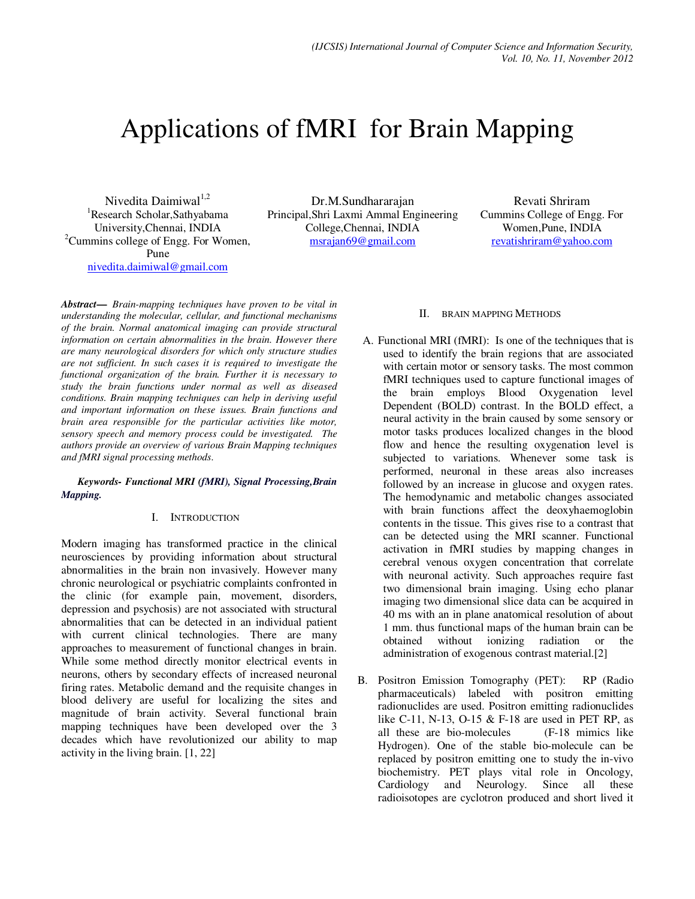# Applications of fMRI for Brain Mapping

Nivedita Daimiwal[1,2]
[1]Research Scholar,Sathyabama University,Chennai, INDIA
[2]Cummins college of Engg. For Women, Pune
nivedita.daimiwal@gmail.com

Dr.M.Sundhararajan
Principal,Shri Laxmi Ammal Engineering College,Chennai, INDIA
msrajan69@gmail.com

Revati Shriram
Cummins College of Engg. For Women,Pune, INDIA
revatishriram@yahoo.com

***Abstract—*** *Brain-mapping techniques have proven to be vital in understanding the molecular, cellular, and functional mechanisms of the brain. Normal anatomical imaging can provide structural information on certain abnormalities in the brain. However there are many neurological disorders for which only structure studies are not sufficient. In such cases it is required to investigate the functional organization of the brain. Further it is necessary to study the brain functions under normal as well as diseased conditions. Brain mapping techniques can help in deriving useful and important information on these issues. Brain functions and brain area responsible for the particular activities like motor, sensory speech and memory process could be investigated. The authors provide an overview of various Brain Mapping techniques and fMRI signal processing methods.*

***Keywords- Functional MRI (fMRI), Signal Processing,Brain Mapping.***

## I. Introduction

Modern imaging has transformed practice in the clinical neurosciences by providing information about structural abnormalities in the brain non invasively. However many chronic neurological or psychiatric complaints confronted in the clinic (for example pain, movement, disorders, depression and psychosis) are not associated with structural abnormalities that can be detected in an individual patient with current clinical technologies. There are many approaches to measurement of functional changes in brain. While some method directly monitor electrical events in neurons, others by secondary effects of increased neuronal firing rates. Metabolic demand and the requisite changes in blood delivery are useful for localizing the sites and magnitude of brain activity. Several functional brain mapping techniques have been developed over the 3 decades which have revolutionized our ability to map activity in the living brain. [1, 22]

## II. Brain Mapping Methods

A. Functional MRI (fMRI): Is one of the techniques that is used to identify the brain regions that are associated with certain motor or sensory tasks. The most common fMRI techniques used to capture functional images of the brain employs Blood Oxygenation level Dependent (BOLD) contrast. In the BOLD effect, a neural activity in the brain caused by some sensory or motor tasks produces localized changes in the blood flow and hence the resulting oxygenation level is subjected to variations. Whenever some task is performed, neuronal in these areas also increases followed by an increase in glucose and oxygen rates. The hemodynamic and metabolic changes associated with brain functions affect the deoxyhaemoglobin contents in the tissue. This gives rise to a contrast that can be detected using the MRI scanner. Functional activation in fMRI studies by mapping changes in cerebral venous oxygen concentration that correlate with neuronal activity. Such approaches require fast two dimensional brain imaging. Using echo planar imaging two dimensional slice data can be acquired in 40 ms with an in plane anatomical resolution of about 1 mm. thus functional maps of the human brain can be obtained without ionizing radiation or the administration of exogenous contrast material.[2]

B. Positron Emission Tomography (PET): RP (Radio pharmaceuticals) labeled with positron emitting radionuclides are used. Positron emitting radionuclides like C-11, N-13, O-15 & F-18 are used in PET RP, as all these are bio-molecules (F-18 mimics like Hydrogen). One of the stable bio-molecule can be replaced by positron emitting one to study the in-vivo biochemistry. PET plays vital role in Oncology, Cardiology and Neurology. Since all these radioisotopes are cyclotron produced and short lived it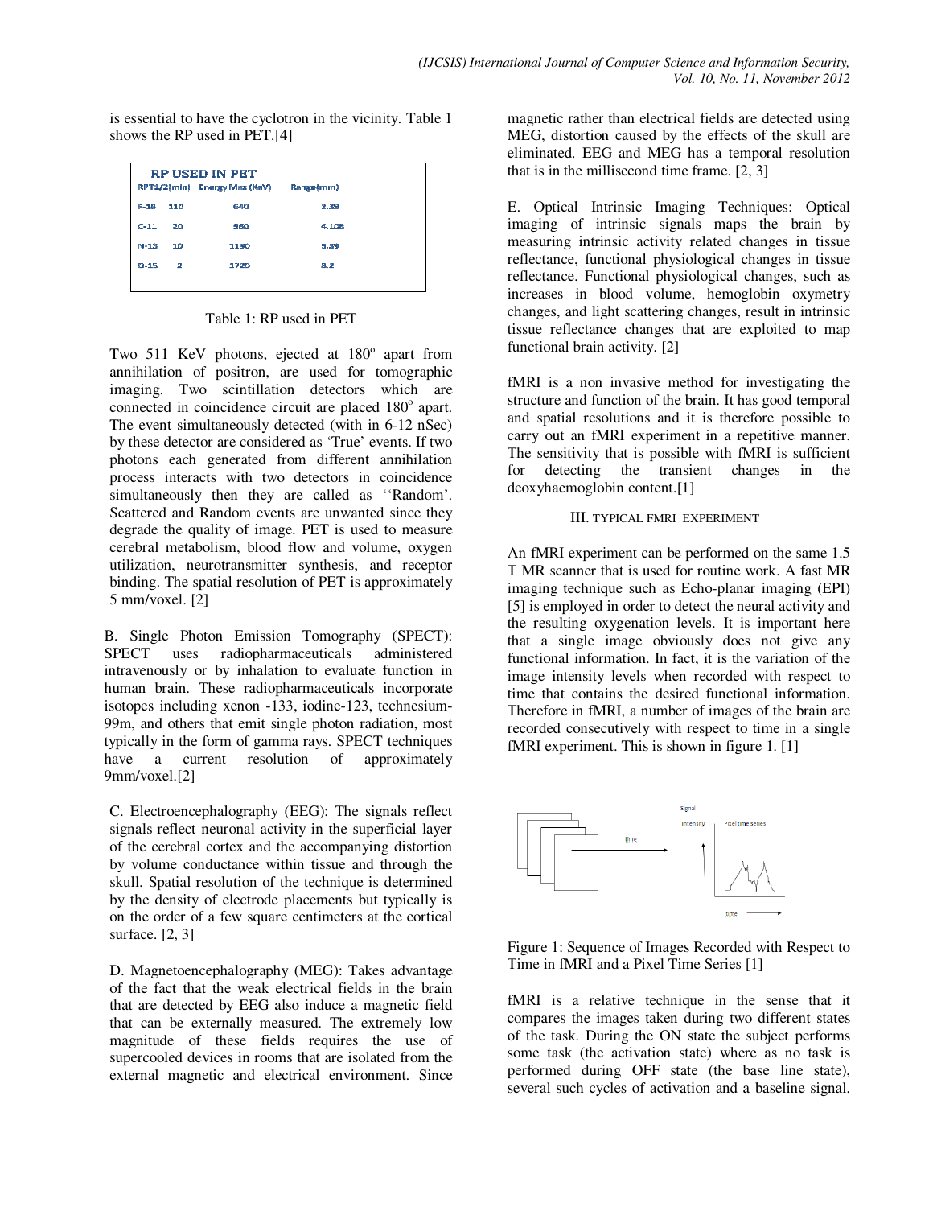is essential to have the cyclotron in the vicinity. Table 1 shows the RP used in PET.[4]

| RP USED IN PET | | | |
|---|---|---|---|
| RP | T1/2(min) | Energy Max (KeV) | Range(mm) |
| F-18 | 110 | 640 | 2.39 |
| C-11 | 20 | 960 | 4.108 |
| N-13 | 10 | 1190 | 5.39 |
| O-15 | 2 | 1720 | 8.2 |

Table 1: RP used in PET

Two 511 KeV photons, ejected at 180$^o$ apart from annihilation of positron, are used for tomographic imaging. Two scintillation detectors which are connected in coincidence circuit are placed 180$^o$ apart. The event simultaneously detected (with in 6-12 nSec) by these detector are considered as 'True' events. If two photons each generated from different annihilation process interacts with two detectors in coincidence simultaneously then they are called as ''Random'. Scattered and Random events are unwanted since they degrade the quality of image. PET is used to measure cerebral metabolism, blood flow and volume, oxygen utilization, neurotransmitter synthesis, and receptor binding. The spatial resolution of PET is approximately 5 mm/voxel. [2]

B. Single Photon Emission Tomography (SPECT): SPECT uses radiopharmaceuticals administered intravenously or by inhalation to evaluate function in human brain. These radiopharmaceuticals incorporate isotopes including xenon -133, iodine-123, technesium-99m, and others that emit single photon radiation, most typically in the form of gamma rays. SPECT techniques have a current resolution of approximately 9mm/voxel.[2]

C. Electroencephalography (EEG): The signals reflect signals reflect neuronal activity in the superficial layer of the cerebral cortex and the accompanying distortion by volume conductance within tissue and through the skull. Spatial resolution of the technique is determined by the density of electrode placements but typically is on the order of a few square centimeters at the cortical surface. [2, 3]

D. Magnetoencephalography (MEG): Takes advantage of the fact that the weak electrical fields in the brain that are detected by EEG also induce a magnetic field that can be externally measured. The extremely low magnitude of these fields requires the use of supercooled devices in rooms that are isolated from the external magnetic and electrical environment. Since magnetic rather than electrical fields are detected using MEG, distortion caused by the effects of the skull are eliminated. EEG and MEG has a temporal resolution that is in the millisecond time frame. [2, 3]

E. Optical Intrinsic Imaging Techniques: Optical imaging of intrinsic signals maps the brain by measuring intrinsic activity related changes in tissue reflectance, functional physiological changes in tissue reflectance. Functional physiological changes, such as increases in blood volume, hemoglobin oxymetry changes, and light scattering changes, result in intrinsic tissue reflectance changes that are exploited to map functional brain activity. [2]

fMRI is a non invasive method for investigating the structure and function of the brain. It has good temporal and spatial resolutions and it is therefore possible to carry out an fMRI experiment in a repetitive manner. The sensitivity that is possible with fMRI is sufficient for detecting the transient changes in the deoxyhaemoglobin content.[1]

## III. TYPICAL FMRI EXPERIMENT

An fMRI experiment can be performed on the same 1.5 T MR scanner that is used for routine work. A fast MR imaging technique such as Echo-planar imaging (EPI) [5] is employed in order to detect the neural activity and the resulting oxygenation levels. It is important here that a single image obviously does not give any functional information. In fact, it is the variation of the image intensity levels when recorded with respect to time that contains the desired functional information. Therefore in fMRI, a number of images of the brain are recorded consecutively with respect to time in a single fMRI experiment. This is shown in figure 1. [1]

Figure 1: Sequence of Images Recorded with Respect to Time in fMRI and a Pixel Time Series [1]

fMRI is a relative technique in the sense that it compares the images taken during two different states of the task. During the ON state the subject performs some task (the activation state) where as no task is performed during OFF state (the base line state), several such cycles of activation and a baseline signal.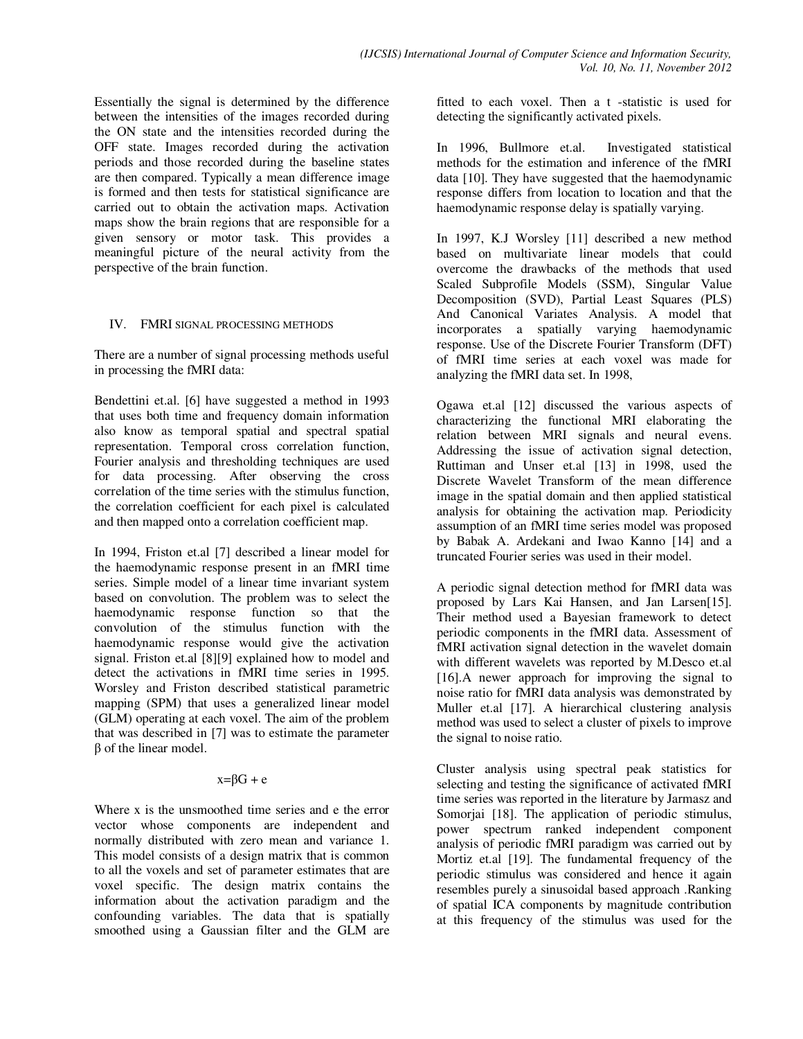Essentially the signal is determined by the difference between the intensities of the images recorded during the ON state and the intensities recorded during the OFF state. Images recorded during the activation periods and those recorded during the baseline states are then compared. Typically a mean difference image is formed and then tests for statistical significance are carried out to obtain the activation maps. Activation maps show the brain regions that are responsible for a given sensory or motor task. This provides a meaningful picture of the neural activity from the perspective of the brain function.

## IV. FMRI SIGNAL PROCESSING METHODS

There are a number of signal processing methods useful in processing the fMRI data:

Bendettini et.al. [6] have suggested a method in 1993 that uses both time and frequency domain information also know as temporal spatial and spectral spatial representation. Temporal cross correlation function, Fourier analysis and thresholding techniques are used for data processing. After observing the cross correlation of the time series with the stimulus function, the correlation coefficient for each pixel is calculated and then mapped onto a correlation coefficient map.

In 1994, Friston et.al [7] described a linear model for the haemodynamic response present in an fMRI time series. Simple model of a linear time invariant system based on convolution. The problem was to select the haemodynamic response function so that the convolution of the stimulus function with the haemodynamic response would give the activation signal. Friston et.al [8][9] explained how to model and detect the activations in fMRI time series in 1995. Worsley and Friston described statistical parametric mapping (SPM) that uses a generalized linear model (GLM) operating at each voxel. The aim of the problem that was described in [7] was to estimate the parameter β of the linear model.

$$x=\beta G + e$$

Where x is the unsmoothed time series and e the error vector whose components are independent and normally distributed with zero mean and variance 1. This model consists of a design matrix that is common to all the voxels and set of parameter estimates that are voxel specific. The design matrix contains the information about the activation paradigm and the confounding variables. The data that is spatially smoothed using a Gaussian filter and the GLM are fitted to each voxel. Then a t -statistic is used for detecting the significantly activated pixels.

In 1996, Bullmore et.al. Investigated statistical methods for the estimation and inference of the fMRI data [10]. They have suggested that the haemodynamic response differs from location to location and that the haemodynamic response delay is spatially varying.

In 1997, K.J Worsley [11] described a new method based on multivariate linear models that could overcome the drawbacks of the methods that used Scaled Subprofile Models (SSM), Singular Value Decomposition (SVD), Partial Least Squares (PLS) And Canonical Variates Analysis. A model that incorporates a spatially varying haemodynamic response. Use of the Discrete Fourier Transform (DFT) of fMRI time series at each voxel was made for analyzing the fMRI data set. In 1998,

Ogawa et.al [12] discussed the various aspects of characterizing the functional MRI elaborating the relation between MRI signals and neural evens. Addressing the issue of activation signal detection, Ruttiman and Unser et.al [13] in 1998, used the Discrete Wavelet Transform of the mean difference image in the spatial domain and then applied statistical analysis for obtaining the activation map. Periodicity assumption of an fMRI time series model was proposed by Babak A. Ardekani and Iwao Kanno [14] and a truncated Fourier series was used in their model.

A periodic signal detection method for fMRI data was proposed by Lars Kai Hansen, and Jan Larsen[15]. Their method used a Bayesian framework to detect periodic components in the fMRI data. Assessment of fMRI activation signal detection in the wavelet domain with different wavelets was reported by M.Desco et.al [16].A newer approach for improving the signal to noise ratio for fMRI data analysis was demonstrated by Muller et.al [17]. A hierarchical clustering analysis method was used to select a cluster of pixels to improve the signal to noise ratio.

Cluster analysis using spectral peak statistics for selecting and testing the significance of activated fMRI time series was reported in the literature by Jarmasz and Somorjai [18]. The application of periodic stimulus, power spectrum ranked independent component analysis of periodic fMRI paradigm was carried out by Mortiz et.al [19]. The fundamental frequency of the periodic stimulus was considered and hence it again resembles purely a sinusoidal based approach .Ranking of spatial ICA components by magnitude contribution at this frequency of the stimulus was used for the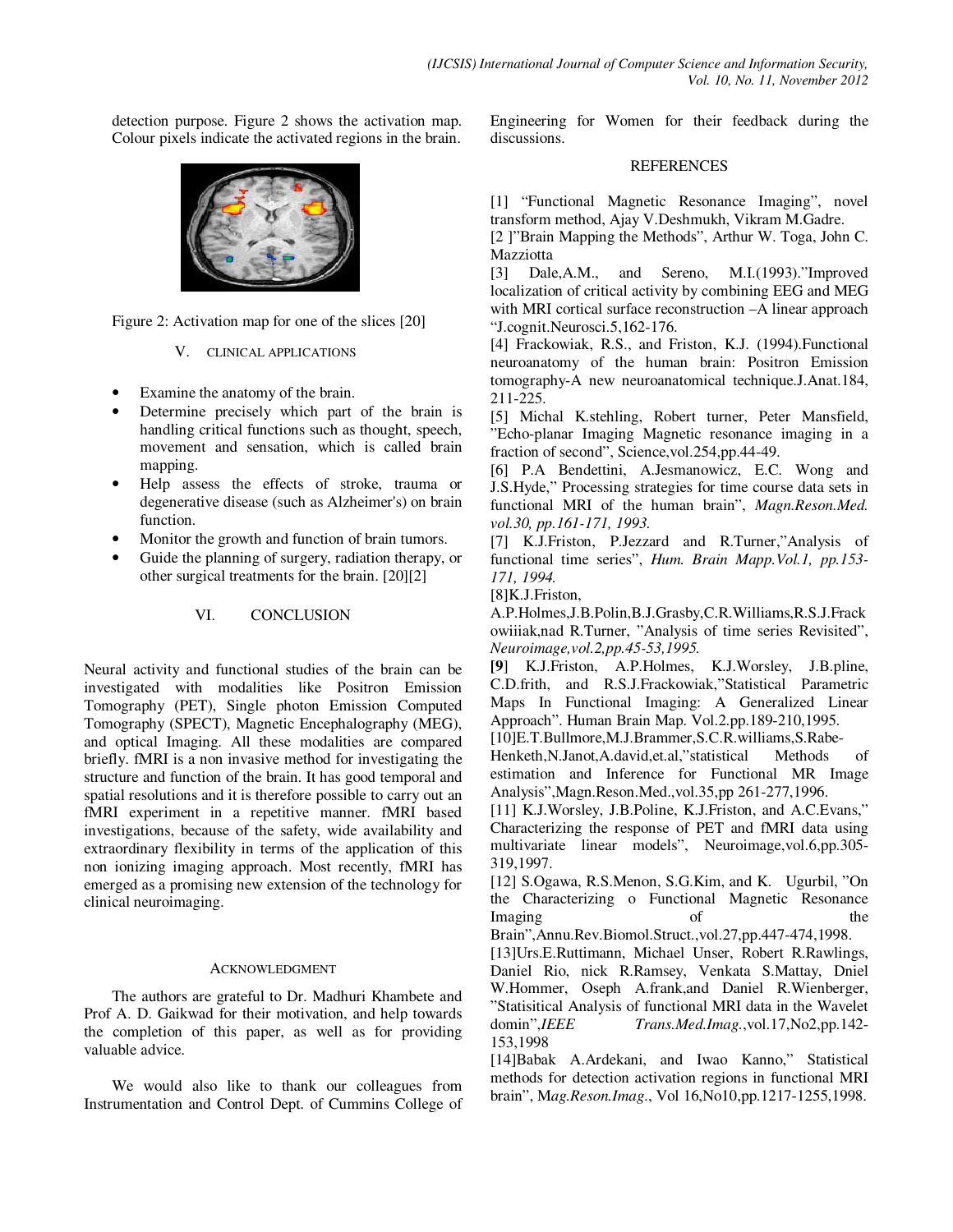detection purpose. Figure 2 shows the activation map. Colour pixels indicate the activated regions in the brain.

Figure 2: Activation map for one of the slices [20]

## V. CLINICAL APPLICATIONS

- Examine the anatomy of the brain.
- Determine precisely which part of the brain is handling critical functions such as thought, speech, movement and sensation, which is called brain mapping.
- Help assess the effects of stroke, trauma or degenerative disease (such as Alzheimer's) on brain function.
- Monitor the growth and function of brain tumors.
- Guide the planning of surgery, radiation therapy, or other surgical treatments for the brain. [20][2]

## VI. CONCLUSION

Neural activity and functional studies of the brain can be investigated with modalities like Positron Emission Tomography (PET), Single photon Emission Computed Tomography (SPECT), Magnetic Encephalography (MEG), and optical Imaging. All these modalities are compared briefly. fMRI is a non invasive method for investigating the structure and function of the brain. It has good temporal and spatial resolutions and it is therefore possible to carry out an fMRI experiment in a repetitive manner. fMRI based investigations, because of the safety, wide availability and extraordinary flexibility in terms of the application of this non ionizing imaging approach. Most recently, fMRI has emerged as a promising new extension of the technology for clinical neuroimaging.

## ACKNOWLEDGMENT

The authors are grateful to Dr. Madhuri Khambete and Prof A. D. Gaikwad for their motivation, and help towards the completion of this paper, as well as for providing valuable advice.

We would also like to thank our colleagues from Instrumentation and Control Dept. of Cummins College of Engineering for Women for their feedback during the discussions.

## REFERENCES

[1] "Functional Magnetic Resonance Imaging", novel transform method, Ajay V.Deshmukh, Vikram M.Gadre.

[2 ]"Brain Mapping the Methods", Arthur W. Toga, John C. Mazziotta

[3] Dale,A.M., and Sereno, M.I.(1993)."Improved localization of critical activity by combining EEG and MEG with MRI cortical surface reconstruction –A linear approach "J.cognit.Neurosci.5,162-176.

[4] Frackowiak, R.S., and Friston, K.J. (1994).Functional neuroanatomy of the human brain: Positron Emission tomography-A new neuroanatomical technique.J.Anat.184, 211-225.

[5] Michal K.stehling, Robert turner, Peter Mansfield, "Echo-planar Imaging Magnetic resonance imaging in a fraction of second", Science,vol.254,pp.44-49.

[6] P.A Bendettini, A.Jesmanowicz, E.C. Wong and J.S.Hyde," Processing strategies for time course data sets in functional MRI of the human brain", *Magn.Reson.Med. vol.30, pp.161-171, 1993.*

[7] K.J.Friston, P.Jezzard and R.Turner,"Analysis of functional time series", *Hum. Brain Mapp.Vol.1, pp.153-171, 1994.*

[8]K.J.Friston, A.P.Holmes,J.B.Polin,B.J.Grasby,C.R.Williams,R.S.J.Frackowiiiak,nad R.Turner, "Analysis of time series Revisited", *Neuroimage,vol.2,pp.45-53,1995.*

**[9]** K.J.Friston, A.P.Holmes, K.J.Worsley, J.B.pline, C.D.frith, and R.S.J.Frackowiak,"Statistical Parametric Maps In Functional Imaging: A Generalized Linear Approach". Human Brain Map. Vol.2.pp.189-210,1995.

[10]E.T.Bullmore,M.J.Brammer,S.C.R.williams,S.Rabe-Henketh,N.Janot,A.david,et.al,"statistical Methods of estimation and Inference for Functional MR Image Analysis",Magn.Reson.Med.,vol.35,pp 261-277,1996.

[11] K.J.Worsley, J.B.Poline, K.J.Friston, and A.C.Evans," Characterizing the response of PET and fMRI data using multivariate linear models", Neuroimage,vol.6,pp.305-319,1997.

[12] S.Ogawa, R.S.Menon, S.G.Kim, and K. Ugurbil, "On the Characterizing o Functional Magnetic Resonance Imaging of the Brain",Annu.Rev.Biomol.Struct.,vol.27,pp.447-474,1998.

[13]Urs.E.Ruttimann, Michael Unser, Robert R.Rawlings, Daniel Rio, nick R.Ramsey, Venkata S.Mattay, Dniel W.Hommer, Oseph A.frank,and Daniel R.Wienberger, "Statisitical Analysis of functional MRI data in the Wavelet domin",*IEEE Trans.Med.Imag.*,vol.17,No2,pp.142-153,1998

[14]Babak A.Ardekani, and Iwao Kanno," Statistical methods for detection activation regions in functional MRI brain", M*ag.Reson.Imag.*, Vol 16,No10,pp.1217-1255,1998.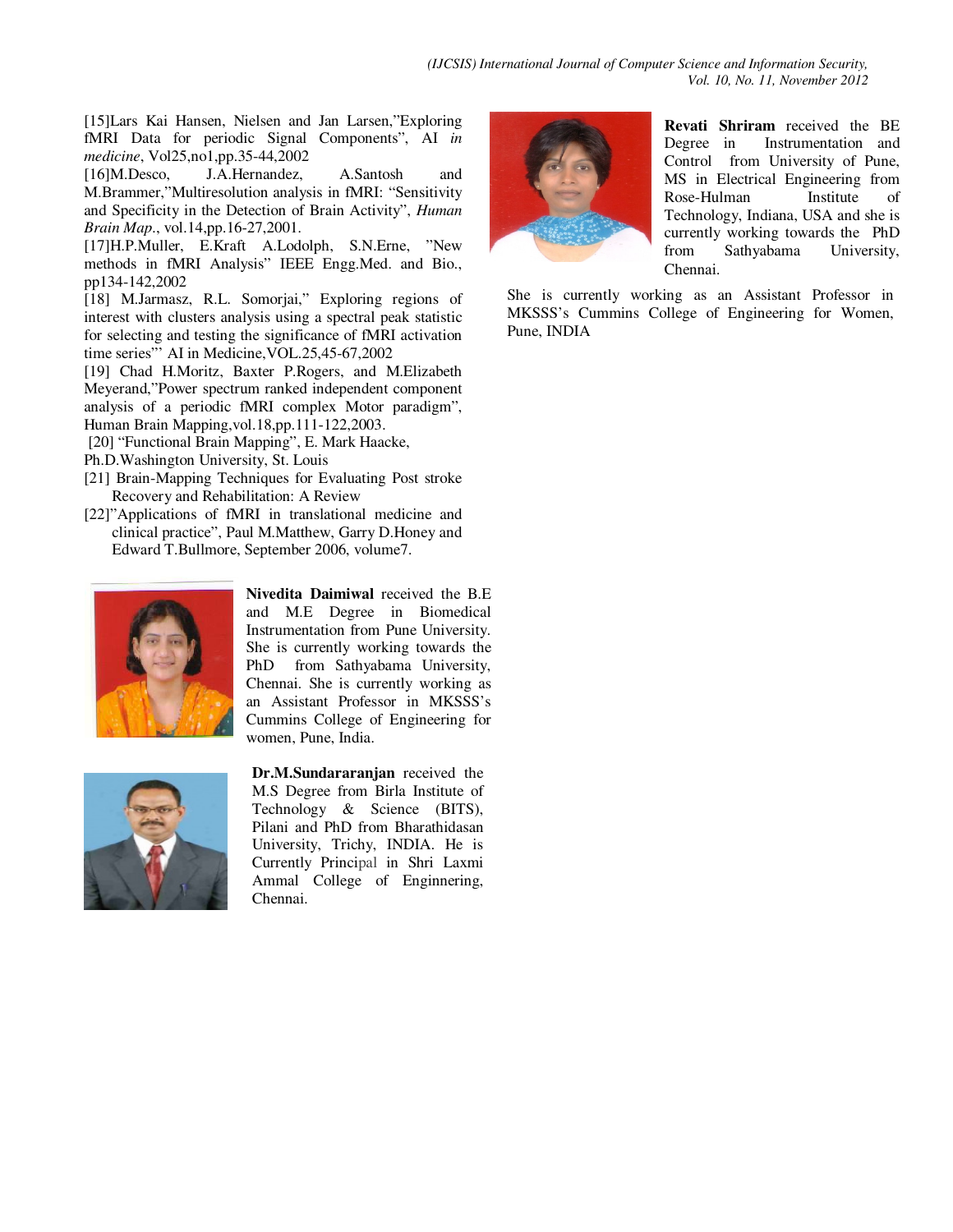[15]Lars Kai Hansen, Nielsen and Jan Larsen,"Exploring fMRI Data for periodic Signal Components", AI *in medicine*, Vol25,no1,pp.35-44,2002

[16]M.Desco, J.A.Hernandez, A.Santosh and M.Brammer,"Multiresolution analysis in fMRI: "Sensitivity and Specificity in the Detection of Brain Activity", *Human Brain Map.*, vol.14,pp.16-27,2001.

[17]H.P.Muller, E.Kraft A.Lodolph, S.N.Erne, "New methods in fMRI Analysis" IEEE Engg.Med. and Bio., pp134-142,2002

[18] M.Jarmasz, R.L. Somorjai," Exploring regions of interest with clusters analysis using a spectral peak statistic for selecting and testing the significance of fMRI activation time series"' AI in Medicine,VOL.25,45-67,2002

[19] Chad H.Moritz, Baxter P.Rogers, and M.Elizabeth Meyerand,"Power spectrum ranked independent component analysis of a periodic fMRI complex Motor paradigm", Human Brain Mapping,vol.18,pp.111-122,2003.

[20] "Functional Brain Mapping", E. Mark Haacke, Ph.D.Washington University, St. Louis

[21] Brain-Mapping Techniques for Evaluating Post stroke Recovery and Rehabilitation: A Review

[22]"Applications of fMRI in translational medicine and clinical practice", Paul M.Matthew, Garry D.Honey and Edward T.Bullmore, September 2006, volume7.

**Nivedita Daimiwal** received the B.E and M.E Degree in Biomedical Instrumentation from Pune University. She is currently working towards the PhD from Sathyabama University, Chennai. She is currently working as an Assistant Professor in MKSSS's Cummins College of Engineering for women, Pune, India.

**Dr.M.Sundararanjan** received the M.S Degree from Birla Institute of Technology & Science (BITS), Pilani and PhD from Bharathidasan University, Trichy, INDIA. He is Currently Principal in Shri Laxmi Ammal College of Enginnering, Chennai.

**Revati Shriram** received the BE Degree in Instrumentation and Control from University of Pune, MS in Electrical Engineering from Rose-Hulman Institute of Technology, Indiana, USA and she is currently working towards the PhD from Sathyabama University, Chennai.

She is currently working as an Assistant Professor in MKSSS's Cummins College of Engineering for Women, Pune, INDIA